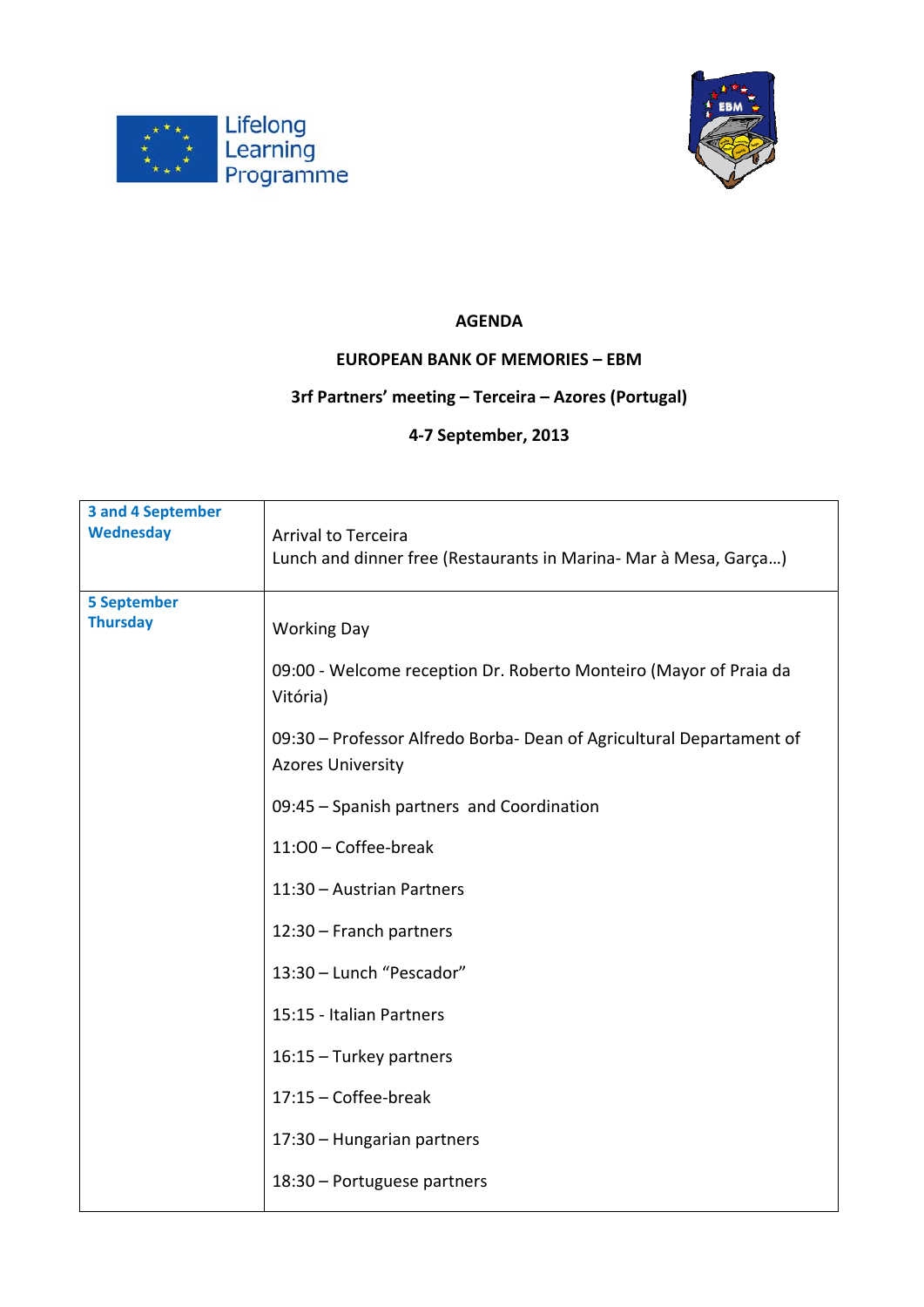**AGENDA**

**EUROPEAN BANK OF MEMORIES – EBM**

**3rf Partners' meeting – Terceira – Azores (Portugal)**

**4-7 September, 2013**

| | |
|---|---|
| **3 and 4 September Wednesday** | Arrival to Terceira<br>Lunch and dinner free (Restaurants in Marina- Mar à Mesa, Garça…) |
| **5 September Thursday** | Working Day<br><br>09:00 - Welcome reception Dr. Roberto Monteiro (Mayor of Praia da Vitória)<br><br>09:30 – Professor Alfredo Borba- Dean of Agricultural Departament of Azores University<br><br>09:45 – Spanish partners and Coordination<br><br>11:00 – Coffee-break<br><br>11:30 – Austrian Partners<br><br>12:30 – Franch partners<br><br>13:30 – Lunch "Pescador"<br><br>15:15 - Italian Partners<br><br>16:15 – Turkey partners<br><br>17:15 – Coffee-break<br><br>17:30 – Hungarian partners<br><br>18:30 – Portuguese partners |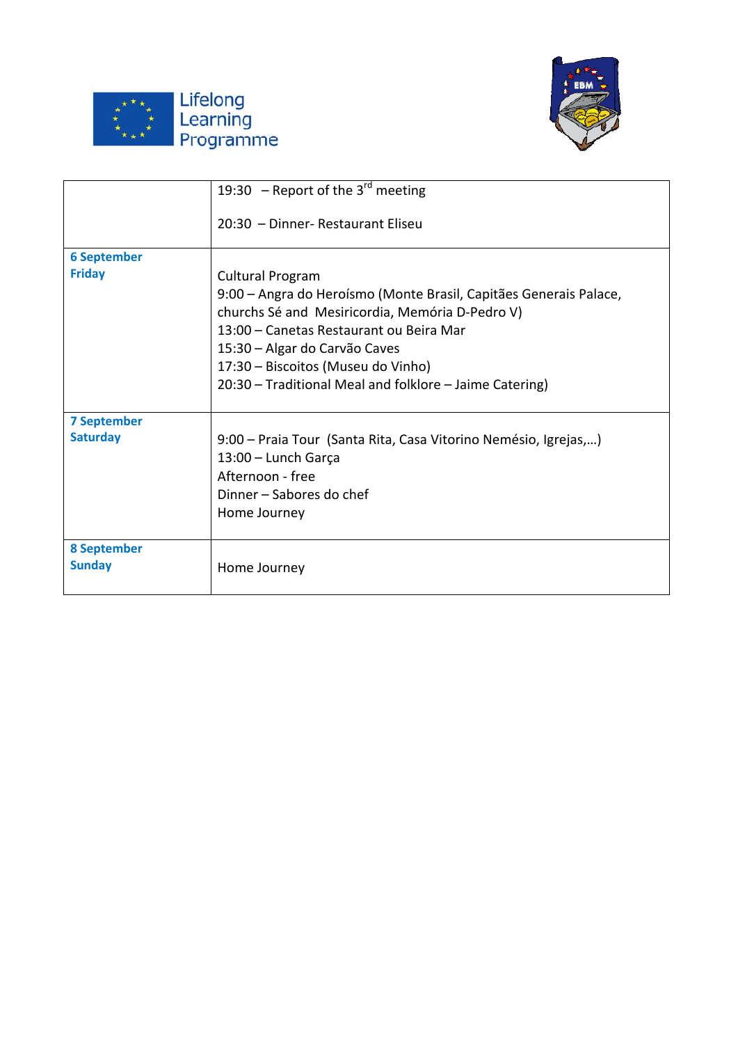| | |
|---|---|
| | 19:30 – Report of the 3rd meeting<br><br>20:30 – Dinner- Restaurant Eliseu |
| **6 September**<br>**Friday** | Cultural Program<br>9:00 – Angra do Heroísmo (Monte Brasil, Capitães Generais Palace, churchs Sé and Mesiricordia, Memória D-Pedro V)<br>13:00 – Canetas Restaurant ou Beira Mar<br>15:30 – Algar do Carvão Caves<br>17:30 – Biscoitos (Museu do Vinho)<br>20:30 – Traditional Meal and folklore – Jaime Catering) |
| **7 September**<br>**Saturday** | 9:00 – Praia Tour (Santa Rita, Casa Vitorino Nemésio, Igrejas,…)<br>13:00 – Lunch Garça<br>Afternoon - free<br>Dinner – Sabores do chef<br>Home Journey |
| **8 September**<br>**Sunday** | Home Journey |